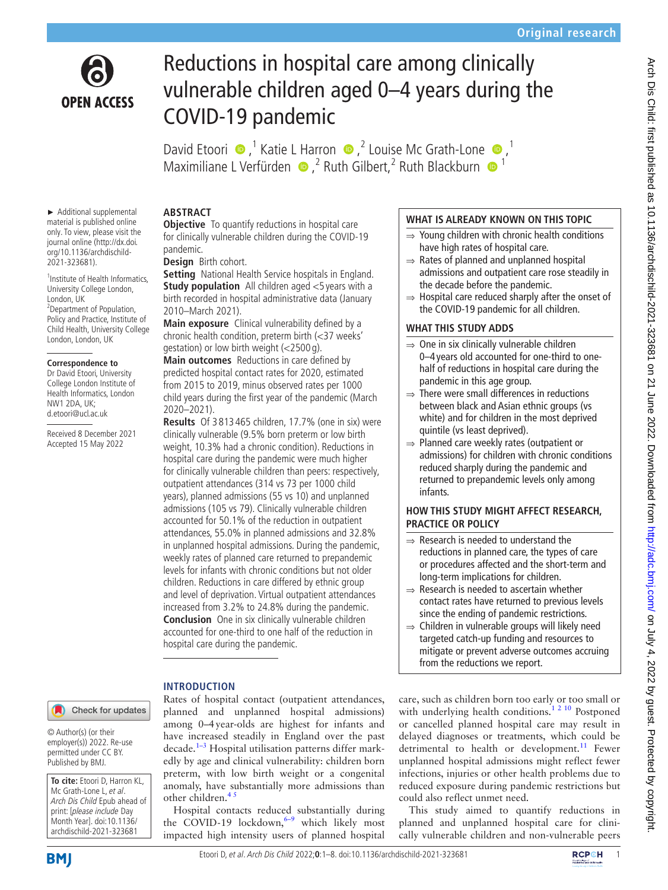Original research

# Reductions in hospital care among clinically vulnerable children aged 0–4 years during the COVID-19 pandemic

David Etoori [1], Katie L Harron [2], Louise Mc Grath-Lone [1], Maximiliane L Verfürden [2], Ruth Gilbert [2], Ruth Blackburn [1]

► Additional supplemental material is published online only. To view, please visit the journal online (http://dx.doi.org/10.1136/archdischild-2021-323681).

[1] Institute of Health Informatics, University College London, London, UK
[2] Department of Population, Policy and Practice, Institute of Child Health, University College London, London, UK

**Correspondence to**
Dr David Etoori, University College London Institute of Health Informatics, London NW1 2DA, UK; d.etoori@ucl.ac.uk

Received 8 December 2021
Accepted 15 May 2022

## ABSTRACT

**Objective** To quantify reductions in hospital care for clinically vulnerable children during the COVID-19 pandemic.

**Design** Birth cohort.

**Setting** National Health Service hospitals in England.

**Study population** All children aged <5 years with a birth recorded in hospital administrative data (January 2010–March 2021).

**Main exposure** Clinical vulnerability defined by a chronic health condition, preterm birth (<37 weeks' gestation) or low birth weight (<2500 g).

**Main outcomes** Reductions in care defined by predicted hospital contact rates for 2020, estimated from 2015 to 2019, minus observed rates per 1000 child years during the first year of the pandemic (March 2020–2021).

**Results** Of 3 813 465 children, 17.7% (one in six) were clinically vulnerable (9.5% born preterm or low birth weight, 10.3% had a chronic condition). Reductions in hospital care during the pandemic were much higher for clinically vulnerable children than peers: respectively, outpatient attendances (314 vs 73 per 1000 child years), planned admissions (55 vs 10) and unplanned admissions (105 vs 79). Clinically vulnerable children accounted for 50.1% of the reduction in outpatient attendances, 55.0% in planned admissions and 32.8% in unplanned hospital admissions. During the pandemic, weekly rates of planned care returned to prepandemic levels for infants with chronic conditions but not older children. Reductions in care differed by ethnic group and level of deprivation. Virtual outpatient attendances increased from 3.2% to 24.8% during the pandemic.

**Conclusion** One in six clinically vulnerable children accounted for one-third to one half of the reduction in hospital care during the pandemic.

### WHAT IS ALREADY KNOWN ON THIS TOPIC

⇒ Young children with chronic health conditions have high rates of hospital care.
⇒ Rates of planned and unplanned hospital admissions and outpatient care rose steadily in the decade before the pandemic.
⇒ Hospital care reduced sharply after the onset of the COVID-19 pandemic for all children.

### WHAT THIS STUDY ADDS

⇒ One in six clinically vulnerable children 0–4 years old accounted for one-third to one-half of reductions in hospital care during the pandemic in this age group.
⇒ There were small differences in reductions between black and Asian ethnic groups (vs white) and for children in the most deprived quintile (vs least deprived).
⇒ Planned care weekly rates (outpatient or admissions) for children with chronic conditions reduced sharply during the pandemic and returned to prepandemic levels only among infants.

### HOW THIS STUDY MIGHT AFFECT RESEARCH, PRACTICE OR POLICY

⇒ Research is needed to understand the reductions in planned care, the types of care or procedures affected and the short-term and long-term implications for children.
⇒ Research is needed to ascertain whether contact rates have returned to previous levels since the ending of pandemic restrictions.
⇒ Children in vulnerable groups will likely need targeted catch-up funding and resources to mitigate or prevent adverse outcomes accruing from the reductions we report.

© Author(s) (or their employer(s)) 2022. Re-use permitted under CC BY. Published by BMJ.

**To cite:** Etoori D, Harron KL, Mc Grath-Lone L, *et al*. *Arch Dis Child* Epub ahead of print: [*please include* Day Month Year]. doi:10.1136/archdischild-2021-323681

## INTRODUCTION

Rates of hospital contact (outpatient attendances, planned and unplanned hospital admissions) among 0–4 year-olds are highest for infants and have increased steadily in England over the past decade.[1–3] Hospital utilisation patterns differ markedly by age and clinical vulnerability: children born preterm, with low birth weight or a congenital anomaly, have substantially more admissions than other children.[4,5]

Hospital contacts reduced substantially during the COVID-19 lockdown,[6–9] which likely most impacted high intensity users of planned hospital care, such as children born too early or too small or with underlying health conditions.[1,2,10] Postponed or cancelled planned hospital care may result in delayed diagnoses or treatments, which could be detrimental to health or development.[11] Fewer unplanned hospital admissions might reflect fewer infections, injuries or other health problems due to reduced exposure during pandemic restrictions but could also reflect unmet need.

This study aimed to quantify reductions in planned and unplanned hospital care for clinically vulnerable children and non-vulnerable peers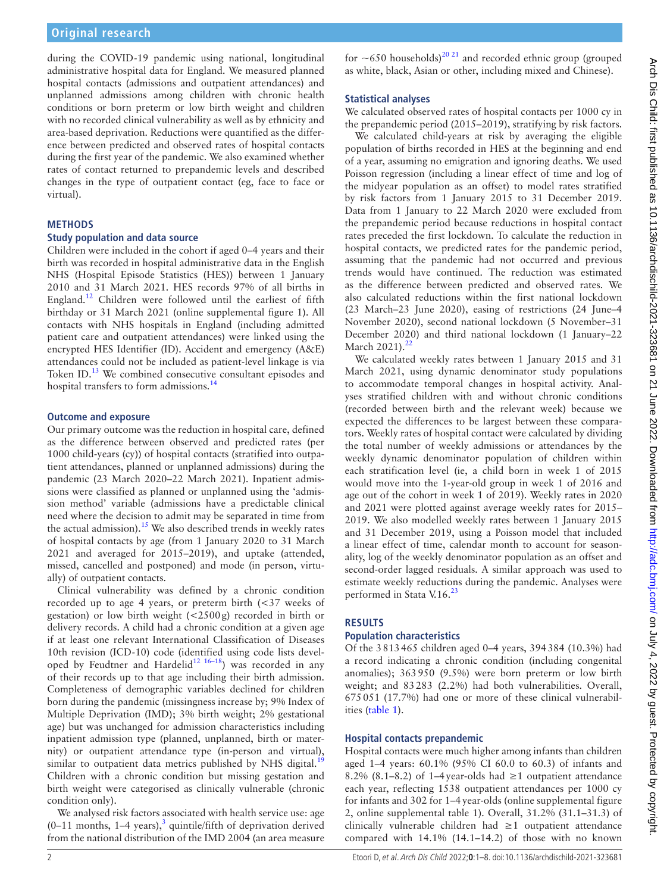during the COVID-19 pandemic using national, longitudinal administrative hospital data for England. We measured planned hospital contacts (admissions and outpatient attendances) and unplanned admissions among children with chronic health conditions or born preterm or low birth weight and children with no recorded clinical vulnerability as well as by ethnicity and area-based deprivation. Reductions were quantified as the difference between predicted and observed rates of hospital contacts during the first year of the pandemic. We also examined whether rates of contact returned to prepandemic levels and described changes in the type of outpatient contact (eg, face to face or virtual).

## METHODS

### Study population and data source

Children were included in the cohort if aged 0–4 years and their birth was recorded in hospital administrative data in the English NHS (Hospital Episode Statistics (HES)) between 1 January 2010 and 31 March 2021. HES records 97% of all births in England.[12] Children were followed until the earliest of fifth birthday or 31 March 2021 (online supplemental figure 1). All contacts with NHS hospitals in England (including admitted patient care and outpatient attendances) were linked using the encrypted HES Identifier (ID). Accident and emergency (A&E) attendances could not be included as patient-level linkage is via Token ID.[13] We combined consecutive consultant episodes and hospital transfers to form admissions.[14]

### Outcome and exposure

Our primary outcome was the reduction in hospital care, defined as the difference between observed and predicted rates (per 1000 child-years (cy)) of hospital contacts (stratified into outpatient attendances, planned or unplanned admissions) during the pandemic (23 March 2020–22 March 2021). Inpatient admissions were classified as planned or unplanned using the 'admission method' variable (admissions have a predictable clinical need where the decision to admit may be separated in time from the actual admission).[15] We also described trends in weekly rates of hospital contacts by age (from 1 January 2020 to 31 March 2021 and averaged for 2015–2019), and uptake (attended, missed, cancelled and postponed) and mode (in person, virtually) of outpatient contacts.

Clinical vulnerability was defined by a chronic condition recorded up to age 4 years, or preterm birth (<37 weeks of gestation) or low birth weight (<2500 g) recorded in birth or delivery records. A child had a chronic condition at a given age if at least one relevant International Classification of Diseases 10th revision (ICD-10) code (identified using code lists developed by Feudtner and Hardelid[12 16–18]) was recorded in any of their records up to that age including their birth admission. Completeness of demographic variables declined for children born during the pandemic (missingness increase by; 9% Index of Multiple Deprivation (IMD); 3% birth weight; 2% gestational age) but was unchanged for admission characteristics including inpatient admission type (planned, unplanned, birth or maternity) or outpatient attendance type (in-person and virtual), similar to outpatient data metrics published by NHS digital.[19] Children with a chronic condition but missing gestation and birth weight were categorised as clinically vulnerable (chronic condition only).

We analysed risk factors associated with health service use: age (0–11 months, 1–4 years),[3] quintile/fifth of deprivation derived from the national distribution of the IMD 2004 (an area measure for ~650 households)[20 21] and recorded ethnic group (grouped as white, black, Asian or other, including mixed and Chinese).

### Statistical analyses

We calculated observed rates of hospital contacts per 1000 cy in the prepandemic period (2015–2019), stratifying by risk factors.

We calculated child-years at risk by averaging the eligible population of births recorded in HES at the beginning and end of a year, assuming no emigration and ignoring deaths. We used Poisson regression (including a linear effect of time and log of the midyear population as an offset) to model rates stratified by risk factors from 1 January 2015 to 31 December 2019. Data from 1 January to 22 March 2020 were excluded from the prepandemic period because reductions in hospital contact rates preceded the first lockdown. To calculate the reduction in hospital contacts, we predicted rates for the pandemic period, assuming that the pandemic had not occurred and previous trends would have continued. The reduction was estimated as the difference between predicted and observed rates. We also calculated reductions within the first national lockdown (23 March–23 June 2020), easing of restrictions (24 June–4 November 2020), second national lockdown (5 November–31 December 2020) and third national lockdown (1 January–22 March 2021).[22]

We calculated weekly rates between 1 January 2015 and 31 March 2021, using dynamic denominator study populations to accommodate temporal changes in hospital activity. Analyses stratified children with and without chronic conditions (recorded between birth and the relevant week) because we expected the differences to be largest between these comparators. Weekly rates of hospital contact were calculated by dividing the total number of weekly admissions or attendances by the weekly dynamic denominator population of children within each stratification level (ie, a child born in week 1 of 2015 would move into the 1-year-old group in week 1 of 2016 and age out of the cohort in week 1 of 2019). Weekly rates in 2020 and 2021 were plotted against average weekly rates for 2015–2019. We also modelled weekly rates between 1 January 2015 and 31 December 2019, using a Poisson model that included a linear effect of time, calendar month to account for seasonality, log of the weekly denominator population as an offset and second-order lagged residuals. A similar approach was used to estimate weekly reductions during the pandemic. Analyses were performed in Stata V.16.[23]

## RESULTS

### Population characteristics

Of the 3 813 465 children aged 0–4 years, 394 384 (10.3%) had a record indicating a chronic condition (including congenital anomalies); 363 950 (9.5%) were born preterm or low birth weight; and 83 283 (2.2%) had both vulnerabilities. Overall, 675 051 (17.7%) had one or more of these clinical vulnerabilities (table 1).

### Hospital contacts prepandemic

Hospital contacts were much higher among infants than children aged 1–4 years: 60.1% (95% CI 60.0 to 60.3) of infants and 8.2% (8.1–8.2) of 1–4 year-olds had ≥1 outpatient attendance each year, reflecting 1538 outpatient attendances per 1000 cy for infants and 302 for 1–4 year-olds (online supplemental figure 2, online supplemental table 1). Overall, 31.2% (31.1–31.3) of clinically vulnerable children had ≥1 outpatient attendance compared with 14.1% (14.1–14.2) of those with no known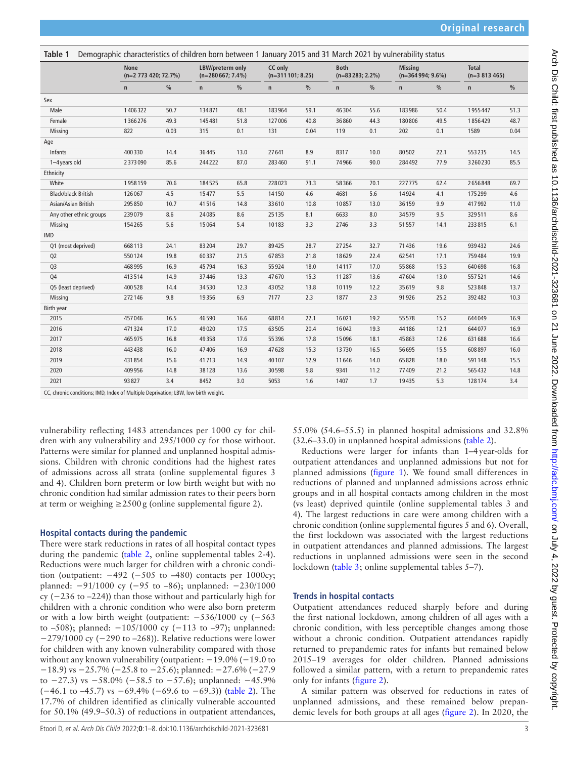**Table 1** Demographic characteristics of children born between 1 January 2015 and 31 March 2021 by vulnerability status

| | None (n=2 773 420; 72.7%) | | LBW/preterm only (n=280 667; 7.4%) | | CC only (n=311 101; 8.25) | | Both (n=83 283; 2.2%) | | Missing (n=364 994; 9.6%) | | Total (n=3 813 465) | |
|---|---|---|---|---|---|---|---|---|---|---|---|---|
| | n | % | n | % | n | % | n | % | n | % | n | % |
| Sex | | | | | | | | | | | | |
| Male | 1 406 322 | 50.7 | 134 871 | 48.1 | 183 964 | 59.1 | 46 304 | 55.6 | 183 986 | 50.4 | 1 955 447 | 51.3 |
| Female | 1 366 276 | 49.3 | 145 481 | 51.8 | 127 006 | 40.8 | 36 860 | 44.3 | 180 806 | 49.5 | 1 856 429 | 48.7 |
| Missing | 822 | 0.03 | 315 | 0.1 | 131 | 0.04 | 119 | 0.1 | 202 | 0.1 | 1589 | 0.04 |
| Age | | | | | | | | | | | | |
| Infants | 400 330 | 14.4 | 36 445 | 13.0 | 27 641 | 8.9 | 8317 | 10.0 | 80 502 | 22.1 | 553 235 | 14.5 |
| 1–4 years old | 2 373 090 | 85.6 | 244 222 | 87.0 | 283 460 | 91.1 | 74 966 | 90.0 | 284 492 | 77.9 | 3 260 230 | 85.5 |
| Ethnicity | | | | | | | | | | | | |
| White | 1 958 159 | 70.6 | 184 525 | 65.8 | 228 023 | 73.3 | 58 366 | 70.1 | 227 775 | 62.4 | 2 656 848 | 69.7 |
| Black/black British | 126 067 | 4.5 | 15 477 | 5.5 | 14 150 | 4.6 | 4681 | 5.6 | 14 924 | 4.1 | 175 299 | 4.6 |
| Asian/Asian British | 295 850 | 10.7 | 41 516 | 14.8 | 33 610 | 10.8 | 10 857 | 13.0 | 36 159 | 9.9 | 417 992 | 11.0 |
| Any other ethnic groups | 239 079 | 8.6 | 24 085 | 8.6 | 25 135 | 8.1 | 6633 | 8.0 | 34 579 | 9.5 | 329 511 | 8.6 |
| Missing | 154 265 | 5.6 | 15 064 | 5.4 | 10 183 | 3.3 | 2746 | 3.3 | 51 557 | 14.1 | 233 815 | 6.1 |
| IMD | | | | | | | | | | | | |
| Q1 (most deprived) | 668 113 | 24.1 | 83 204 | 29.7 | 89 425 | 28.7 | 27 254 | 32.7 | 71 436 | 19.6 | 939 432 | 24.6 |
| Q2 | 550 124 | 19.8 | 60 337 | 21.5 | 67 853 | 21.8 | 18 629 | 22.4 | 62 541 | 17.1 | 759 484 | 19.9 |
| Q3 | 468 995 | 16.9 | 45 794 | 16.3 | 55 924 | 18.0 | 14 117 | 17.0 | 55 868 | 15.3 | 640 698 | 16.8 |
| Q4 | 413 514 | 14.9 | 37 446 | 13.3 | 47 670 | 15.3 | 11 287 | 13.6 | 47 604 | 13.0 | 557 521 | 14.6 |
| Q5 (least deprived) | 400 528 | 14.4 | 34 530 | 12.3 | 43 052 | 13.8 | 10 119 | 12.2 | 35 619 | 9.8 | 523 848 | 13.7 |
| Missing | 272 146 | 9.8 | 19 356 | 6.9 | 7177 | 2.3 | 1877 | 2.3 | 91 926 | 25.2 | 392 482 | 10.3 |
| Birth year | | | | | | | | | | | | |
| 2015 | 457 046 | 16.5 | 46 590 | 16.6 | 68 814 | 22.1 | 16 021 | 19.2 | 55 578 | 15.2 | 644 049 | 16.9 |
| 2016 | 471 324 | 17.0 | 49 020 | 17.5 | 63 505 | 20.4 | 16 042 | 19.3 | 44 186 | 12.1 | 644 077 | 16.9 |
| 2017 | 465 975 | 16.8 | 49 358 | 17.6 | 55 396 | 17.8 | 15 096 | 18.1 | 45 863 | 12.6 | 631 688 | 16.6 |
| 2018 | 443 438 | 16.0 | 47 406 | 16.9 | 47 628 | 15.3 | 13 730 | 16.5 | 56 695 | 15.5 | 608 897 | 16.0 |
| 2019 | 431 854 | 15.6 | 41 713 | 14.9 | 40 107 | 12.9 | 11 646 | 14.0 | 65 828 | 18.0 | 591 148 | 15.5 |
| 2020 | 409 956 | 14.8 | 38 128 | 13.6 | 30 598 | 9.8 | 9341 | 11.2 | 77 409 | 21.2 | 565 432 | 14.8 |
| 2021 | 93 827 | 3.4 | 8452 | 3.0 | 5053 | 1.6 | 1407 | 1.7 | 19 435 | 5.3 | 128 174 | 3.4 |

CC, chronic conditions; IMD, Index of Multiple Deprivation; LBW, low birth weight.

vulnerability reflecting 1483 attendances per 1000 cy for children with any vulnerability and 295/1000 cy for those without. Patterns were similar for planned and unplanned hospital admissions. Children with chronic conditions had the highest rates of admissions across all strata (online supplemental figures 3 and 4). Children born preterm or low birth weight but with no chronic condition had similar admission rates to their peers born at term or weighing ≥2500 g (online supplemental figure 2).

### Hospital contacts during the pandemic

There were stark reductions in rates of all hospital contact types during the pandemic (table 2, online supplemental tables 2-4). Reductions were much larger for children with a chronic condition (outpatient: −492 (−505 to –480) contacts per 1000cy; planned: −91/1000 cy (−95 to –86); unplanned: −230/1000 cy (−236 to −224)) than those without and particularly high for children with a chronic condition who were also born preterm or with a low birth weight (outpatient: −536/1000 cy (−563 to –508); planned: −105/1000 cy (−113 to −97); unplanned: −279/1000 cy (−290 to −268)). Relative reductions were lower for children with any known vulnerability compared with those without any known vulnerability (outpatient: −19.0% (−19.0 to −18.9) vs −25.7% (−25.8 to −25.6); planned: −27.6% (−27.9 to −27.3) vs −58.0% (−58.5 to −57.6); unplanned: −45.9% (−46.1 to −45.7) vs −69.4% (−69.6 to −69.3)) (table 2). The 17.7% of children identified as clinically vulnerable accounted for 50.1% (49.9–50.3) of reductions in outpatient attendances, 55.0% (54.6–55.5) in planned hospital admissions and 32.8% (32.6–33.0) in unplanned hospital admissions (table 2).

Reductions were larger for infants than 1–4 year-olds for outpatient attendances and unplanned admissions but not for planned admissions (figure 1). We found small differences in reductions of planned and unplanned admissions across ethnic groups and in all hospital contacts among children in the most (vs least) deprived quintile (online supplemental tables 3 and 4). The largest reductions in care were among children with a chronic condition (online supplemental figures 5 and 6). Overall, the first lockdown was associated with the largest reductions in outpatient attendances and planned admissions. The largest reductions in unplanned admissions were seen in the second lockdown (table 3; online supplemental tables 5–7).

### Trends in hospital contacts

Outpatient attendances reduced sharply before and during the first national lockdown, among children of all ages with a chronic condition, with less perceptible changes among those without a chronic condition. Outpatient attendances rapidly returned to prepandemic rates for infants but remained below 2015–19 averages for older children. Planned admissions followed a similar pattern, with a return to prepandemic rates only for infants (figure 2).

A similar pattern was observed for reductions in rates of unplanned admissions, and these remained below prepandemic levels for both groups at all ages (figure 2). In 2020, the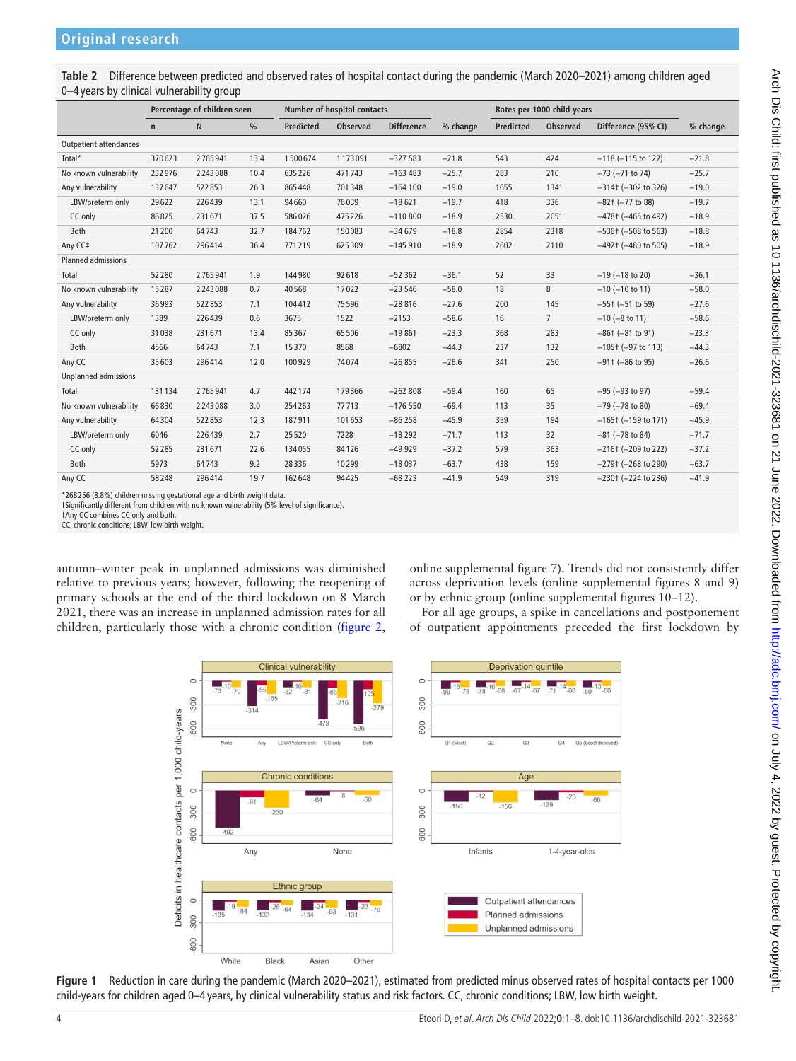**Table 2** Difference between predicted and observed rates of hospital contact during the pandemic (March 2020–2021) among children aged 0–4 years by clinical vulnerability group

| | Percentage of children seen | | | Number of hospital contacts | | | | Rates per 1000 child-years | | | |
|---|---|---|---|---|---|---|---|---|---|---|---|
| | n | N | % | Predicted | Observed | Difference | % change | Predicted | Observed | Difference (95% CI) | % change |
| **Outpatient attendances** | | | | | | | | | | | |
| Total* | 370 623 | 2 765 941 | 13.4 | 1 500 674 | 1 173 091 | −327 583 | −21.8 | 543 | 424 | −118 (−115 to 122) | −21.8 |
| No known vulnerability | 232 976 | 2 243 088 | 10.4 | 635 226 | 471 743 | −163 483 | −25.7 | 283 | 210 | −73 (−71 to 74) | −25.7 |
| Any vulnerability | 137 647 | 522 853 | 26.3 | 865 448 | 701 348 | −164 100 | −19.0 | 1655 | 1341 | −314† (−302 to 326) | −19.0 |
| LBW/preterm only | 29 622 | 226 439 | 13.1 | 94 660 | 76 039 | −18 621 | −19.7 | 418 | 336 | −82† (−77 to 88) | −19.7 |
| CC only | 86 825 | 231 671 | 37.5 | 586 026 | 475 226 | −110 800 | −18.9 | 2530 | 2051 | −478† (−465 to 492) | −18.9 |
| Both | 21 200 | 64 743 | 32.7 | 184 762 | 150 083 | −34 679 | −18.8 | 2854 | 2318 | −536† (−508 to 563) | −18.8 |
| Any CC‡ | 107 762 | 296 414 | 36.4 | 771 219 | 625 309 | −145 910 | −18.9 | 2602 | 2110 | −492† (−480 to 505) | −18.9 |
| **Planned admissions** | | | | | | | | | | | |
| Total | 52 280 | 2 765 941 | 1.9 | 144 980 | 92 618 | −52 362 | −36.1 | 52 | 33 | −19 (−18 to 20) | −36.1 |
| No known vulnerability | 15 287 | 2 243 088 | 0.7 | 40 568 | 17 022 | −23 546 | −58.0 | 18 | 8 | −10 (−10 to 11) | −58.0 |
| Any vulnerability | 36 993 | 522 853 | 7.1 | 104 412 | 75 596 | −28 816 | −27.6 | 200 | 145 | −55† (−51 to 59) | −27.6 |
| LBW/preterm only | 1389 | 226 439 | 0.6 | 3675 | 1522 | −2153 | −58.6 | 16 | 7 | −10 (−8 to 11) | −58.6 |
| CC only | 31 038 | 231 671 | 13.4 | 85 367 | 65 506 | −19 861 | −23.3 | 368 | 283 | −86† (−81 to 91) | −23.3 |
| Both | 4566 | 64 743 | 7.1 | 15 370 | 8568 | −6802 | −44.3 | 237 | 132 | −105† (−97 to 113) | −44.3 |
| Any CC | 35 603 | 296 414 | 12.0 | 100 929 | 74 074 | −26 855 | −26.6 | 341 | 250 | −91† (−86 to 95) | −26.6 |
| **Unplanned admissions** | | | | | | | | | | | |
| Total | 131 134 | 2 765 941 | 4.7 | 442 174 | 179 366 | −262 808 | −59.4 | 160 | 65 | −95 (−93 to 97) | −59.4 |
| No known vulnerability | 66 830 | 2 243 088 | 3.0 | 254 263 | 77 713 | −176 550 | −69.4 | 113 | 35 | −79 (−78 to 80) | −69.4 |
| Any vulnerability | 64 304 | 522 853 | 12.3 | 187 911 | 101 653 | −86 258 | −45.9 | 359 | 194 | −165† (−159 to 171) | −45.9 |
| LBW/preterm only | 6046 | 226 439 | 2.7 | 25 520 | 7228 | −18 292 | −71.7 | 113 | 32 | −81 (−78 to 84) | −71.7 |
| CC only | 52 285 | 231 671 | 22.6 | 134 055 | 84 126 | −49 929 | −37.2 | 579 | 363 | −216† (−209 to 222) | −37.2 |
| Both | 5973 | 64 743 | 9.2 | 28 336 | 10 299 | −18 037 | −63.7 | 438 | 159 | −279† (−268 to 290) | −63.7 |
| Any CC | 58 248 | 296 414 | 19.7 | 162 648 | 94 425 | −68 223 | −41.9 | 549 | 319 | −230† (−224 to 236) | −41.9 |

*268 256 (8.8%) children missing gestational age and birth weight data.
†Significantly different from children with no known vulnerability (5% level of significance).
‡Any CC combines CC only and both.
CC, chronic conditions; LBW, low birth weight.

autumn–winter peak in unplanned admissions was diminished relative to previous years; however, following the reopening of primary schools at the end of the third lockdown on 8 March 2021, there was an increase in unplanned admission rates for all children, particularly those with a chronic condition (figure 2, online supplemental figure 7). Trends did not consistently differ across deprivation levels (online supplemental figures 8 and 9) or by ethnic group (online supplemental figures 10–12).

For all age groups, a spike in cancellations and postponement of outpatient appointments preceded the first lockdown by

Figure 1 Reduction in care during the pandemic (March 2020–2021), estimated from predicted minus observed rates of hospital contacts per 1000 child-years for children aged 0–4 years, by clinical vulnerability status and risk factors. CC, chronic conditions; LBW, low birth weight.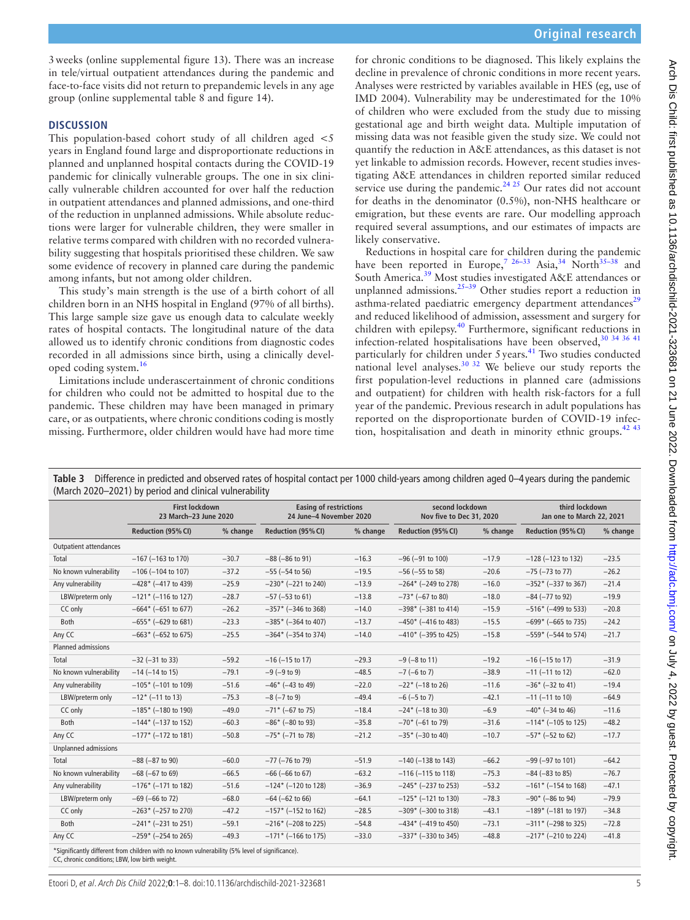3 weeks (online supplemental figure 13). There was an increase in tele/virtual outpatient attendances during the pandemic and face-to-face visits did not return to prepandemic levels in any age group (online supplemental table 8 and figure 14).

## DISCUSSION

This population-based cohort study of all children aged <5 years in England found large and disproportionate reductions in planned and unplanned hospital contacts during the COVID-19 pandemic for clinically vulnerable groups. The one in six clinically vulnerable children accounted for over half the reduction in outpatient attendances and planned admissions, and one-third of the reduction in unplanned admissions. While absolute reductions were larger for vulnerable children, they were smaller in relative terms compared with children with no recorded vulnerability suggesting that hospitals prioritised these children. We saw some evidence of recovery in planned care during the pandemic among infants, but not among older children.

This study's main strength is the use of a birth cohort of all children born in an NHS hospital in England (97% of all births). This large sample size gave us enough data to calculate weekly rates of hospital contacts. The longitudinal nature of the data allowed us to identify chronic conditions from diagnostic codes recorded in all admissions since birth, using a clinically developed coding system.[16]

Limitations include underascertainment of chronic conditions for children who could not be admitted to hospital due to the pandemic. These children may have been managed in primary care, or as outpatients, where chronic conditions coding is mostly missing. Furthermore, older children would have had more time for chronic conditions to be diagnosed. This likely explains the decline in prevalence of chronic conditions in more recent years. Analyses were restricted by variables available in HES (eg, use of IMD 2004). Vulnerability may be underestimated for the 10% of children who were excluded from the study due to missing gestational age and birth weight data. Multiple imputation of missing data was not feasible given the study size. We could not quantify the reduction in A&E attendances, as this dataset is not yet linkable to admission records. However, recent studies investigating A&E attendances in children reported similar reduced service use during the pandemic.[24 25] Our rates did not account for deaths in the denominator (0.5%), non-NHS healthcare or emigration, but these events are rare. Our modelling approach required several assumptions, and our estimates of impacts are likely conservative.

Reductions in hospital care for children during the pandemic have been reported in Europe,[7 26–33] Asia,[34] North[35–38] and South America.[39] Most studies investigated A&E attendances or unplanned admissions.[25–39] Other studies report a reduction in asthma-related paediatric emergency department attendances[29] and reduced likelihood of admission, assessment and surgery for children with epilepsy.[40] Furthermore, significant reductions in infection-related hospitalisations have been observed,[30 34 36 41] particularly for children under 5 years.[41] Two studies conducted national level analyses.[30 32] We believe our study reports the first population-level reductions in planned care (admissions and outpatient) for children with health risk-factors for a full year of the pandemic. Previous research in adult populations has reported on the disproportionate burden of COVID-19 infection, hospitalisation and death in minority ethnic groups.[42 43]

**Table 3** Difference in predicted and observed rates of hospital contact per 1000 child-years among children aged 0–4 years during the pandemic (March 2020–2021) by period and clinical vulnerability

| | First lockdown 23 March–23 June 2020 | | Easing of restrictions 24 June–4 November 2020 | | second lockdown Nov five to Dec 31, 2020 | | third lockdown Jan one to March 22, 2021 | |
|---|---|---|---|---|---|---|---|---|
| | Reduction (95% CI) | % change | Reduction (95% CI) | % change | Reduction (95% CI) | % change | Reduction (95% CI) | % change |
| Outpatient attendances | | | | | | | | |
| Total | −167 (−163 to 170) | −30.7 | −88 (−86 to 91) | −16.3 | −96 (−91 to 100) | −17.9 | −128 (−123 to 132) | −23.5 |
| No known vulnerability | −106 (−104 to 107) | −37.2 | −55 (−54 to 56) | −19.5 | −56 (−55 to 58) | −20.6 | −75 (−73 to 77) | −26.2 |
| Any vulnerability | −428* (−417 to 439) | −25.9 | −230* (−221 to 240) | −13.9 | −264* (−249 to 278) | −16.0 | −352* (−337 to 367) | −21.4 |
| LBW/preterm only | −121* (−116 to 127) | −28.7 | −57 (−53 to 61) | −13.8 | −73* (−67 to 80) | −18.0 | −84 (−77 to 92) | −19.9 |
| CC only | −664* (−651 to 677) | −26.2 | −357* (−346 to 368) | −14.0 | −398* (−381 to 414) | −15.9 | −516* (−499 to 533) | −20.8 |
| Both | −655* (−629 to 681) | −23.3 | −385* (−364 to 407) | −13.7 | −450* (−416 to 483) | −15.5 | −699* (−665 to 735) | −24.2 |
| Any CC | −663* (−652 to 675) | −25.5 | −364* (−354 to 374) | −14.0 | −410* (−395 to 425) | −15.8 | −559* (−544 to 574) | −21.7 |
| Planned admissions | | | | | | | | |
| Total | −32 (−31 to 33) | −59.2 | −16 (−15 to 17) | −29.3 | −9 (−8 to 11) | −19.2 | −16 (−15 to 17) | −31.9 |
| No known vulnerability | −14 (−14 to 15) | −79.1 | −9 (−9 to 9) | −48.5 | −7 (−6 to 7) | −38.9 | −11 (−11 to 12) | −62.0 |
| Any vulnerability | −105* (−101 to 109) | −51.6 | −46* (−43 to 49) | −22.0 | −22* (−18 to 26) | −11.6 | −36* (−32 to 41) | −19.4 |
| LBW/preterm only | −12* (−11 to 13) | −75.3 | −8 (−7 to 9) | −49.4 | −6 (−5 to 7) | −42.1 | −11 (−11 to 10) | −64.9 |
| CC only | −185* (−180 to 190) | −49.0 | −71* (−67 to 75) | −18.4 | −24* (−18 to 30) | −6.9 | −40* (−34 to 46) | −11.6 |
| Both | −144* (−137 to 152) | −60.3 | −86* (−80 to 93) | −35.8 | −70* (−61 to 79) | −31.6 | −114* (−105 to 125) | −48.2 |
| Any CC | −177* (−172 to 181) | −50.8 | −75* (−71 to 78) | −21.2 | −35* (−30 to 40) | −10.7 | −57* (−52 to 62) | −17.7 |
| Unplanned admissions | | | | | | | | |
| Total | −88 (−87 to 90) | −60.0 | −77 (−76 to 79) | −51.9 | −140 (−138 to 143) | −66.2 | −99 (−97 to 101) | −64.2 |
| No known vulnerability | −68 (−67 to 69) | −66.5 | −66 (−66 to 67) | −63.2 | −116 (−115 to 118) | −75.3 | −84 (−83 to 85) | −76.7 |
| Any vulnerability | −176* (−171 to 182) | −51.6 | −124* (−120 to 128) | −36.9 | −245* (−237 to 253) | −53.2 | −161* (−154 to 168) | −47.1 |
| LBW/preterm only | −69 (−66 to 72) | −68.0 | −64 (−62 to 66) | −64.1 | −125* (−121 to 130) | −78.3 | −90* (−86 to 94) | −79.9 |
| CC only | −263* (−257 to 270) | −47.2 | −157* (−152 to 162) | −28.5 | −309* (−300 to 318) | −43.1 | −189* (−181 to 197) | −34.8 |
| Both | −241* (−231 to 251) | −59.1 | −216* (−208 to 225) | −54.8 | −434* (−419 to 450) | −73.1 | −311* (−298 to 325) | −72.8 |
| Any CC | −259* (−254 to 265) | −49.3 | −171* (−166 to 175) | −33.0 | −337* (−330 to 345) | −48.8 | −217* (−210 to 224) | −41.8 |

*Significantly different from children with no known vulnerability (5% level of significance).
CC, chronic conditions; LBW, low birth weight.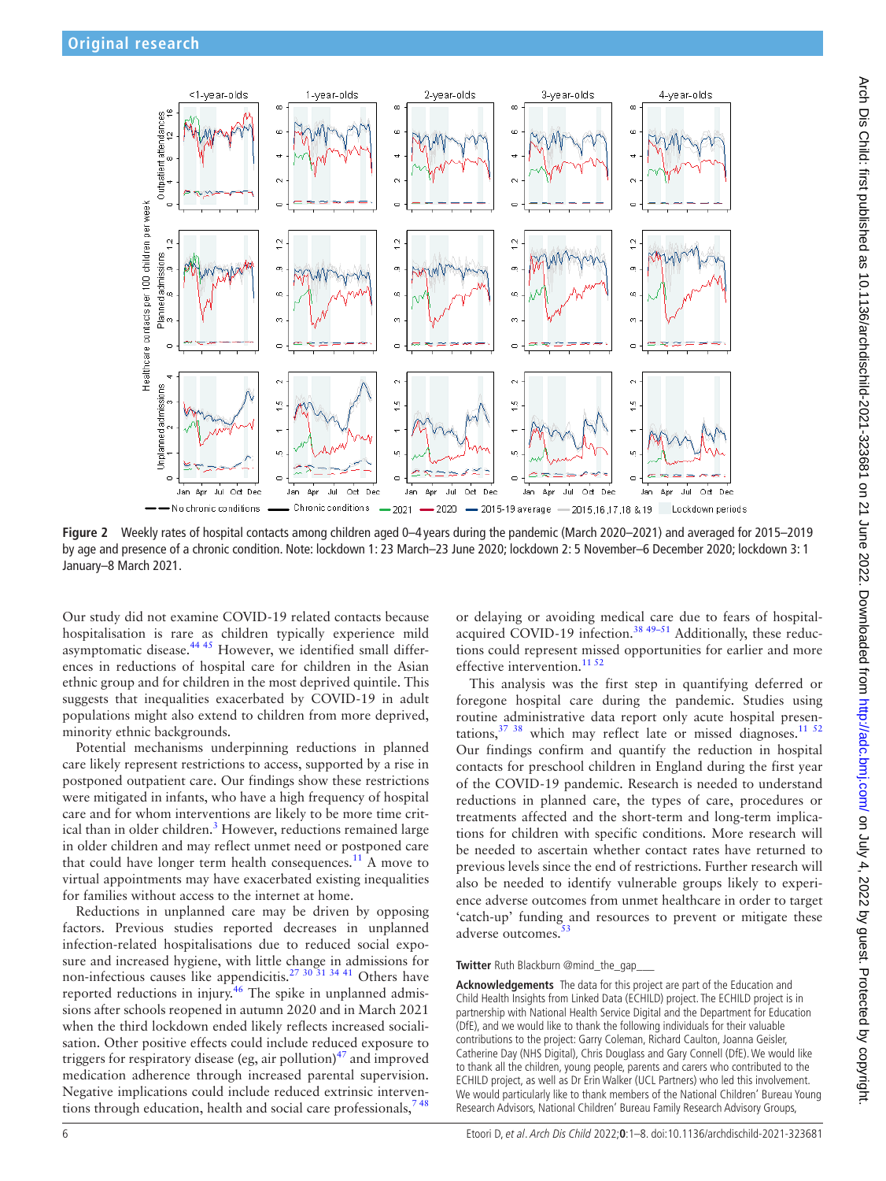Figure 2 Weekly rates of hospital contacts among children aged 0–4 years during the pandemic (March 2020–2021) and averaged for 2015–2019 by age and presence of a chronic condition. Note: lockdown 1: 23 March–23 June 2020; lockdown 2: 5 November–6 December 2020; lockdown 3: 1 January–8 March 2021.

Our study did not examine COVID-19 related contacts because hospitalisation is rare as children typically experience mild asymptomatic disease.[44 45] However, we identified small differences in reductions of hospital care for children in the Asian ethnic group and for children in the most deprived quintile. This suggests that inequalities exacerbated by COVID-19 in adult populations might also extend to children from more deprived, minority ethnic backgrounds.

Potential mechanisms underpinning reductions in planned care likely represent restrictions to access, supported by a rise in postponed outpatient care. Our findings show these restrictions were mitigated in infants, who have a high frequency of hospital care and for whom interventions are likely to be more time critical than in older children.[3] However, reductions remained large in older children and may reflect unmet need or postponed care that could have longer term health consequences.[11] A move to virtual appointments may have exacerbated existing inequalities for families without access to the internet at home.

Reductions in unplanned care may be driven by opposing factors. Previous studies reported decreases in unplanned infection-related hospitalisations due to reduced social exposure and increased hygiene, with little change in admissions for non-infectious causes like appendicitis.[27 30 31 34 41] Others have reported reductions in injury.[46] The spike in unplanned admissions after schools reopened in autumn 2020 and in March 2021 when the third lockdown ended likely reflects increased socialisation. Other positive effects could include reduced exposure to triggers for respiratory disease (eg, air pollution)[47] and improved medication adherence through increased parental supervision. Negative implications could include reduced extrinsic interventions through education, health and social care professionals,[7 48] or delaying or avoiding medical care due to fears of hospital-acquired COVID-19 infection.[38 49–51] Additionally, these reductions could represent missed opportunities for earlier and more effective intervention.[11 52]

This analysis was the first step in quantifying deferred or foregone hospital care during the pandemic. Studies using routine administrative data report only acute hospital presentations,[37 38] which may reflect late or missed diagnoses.[11 52] Our findings confirm and quantify the reduction in hospital contacts for preschool children in England during the first year of the COVID-19 pandemic. Research is needed to understand reductions in planned care, the types of care, procedures or treatments affected and the short-term and long-term implications for children with specific conditions. More research will be needed to ascertain whether contact rates have returned to previous levels since the end of restrictions. Further research will also be needed to identify vulnerable groups likely to experience adverse outcomes from unmet healthcare in order to target 'catch-up' funding and resources to prevent or mitigate these adverse outcomes.[53]

**Twitter** Ruth Blackburn @mind_the_gap___

**Acknowledgements** The data for this project are part of the Education and Child Health Insights from Linked Data (ECHILD) project. The ECHILD project is in partnership with National Health Service Digital and the Department for Education (DfE), and we would like to thank the following individuals for their valuable contributions to the project: Garry Coleman, Richard Caulton, Joanna Geisler, Catherine Day (NHS Digital), Chris Douglass and Gary Connell (DfE). We would like to thank all the children, young people, parents and carers who contributed to the ECHILD project, as well as Dr Erin Walker (UCL Partners) who led this involvement. We would particularly like to thank members of the National Children' Bureau Young Research Advisors, National Children' Bureau Family Research Advisory Groups,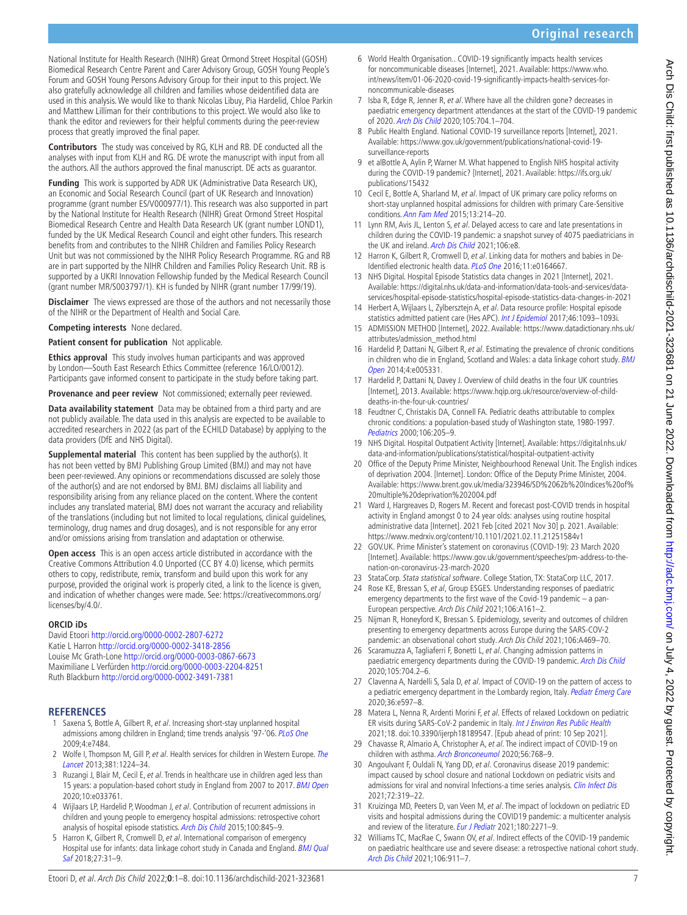National Institute for Health Research (NIHR) Great Ormond Street Hospital (GOSH) Biomedical Research Centre Parent and Carer Advisory Group, GOSH Young People's Forum and GOSH Young Persons Advisory Group for their input to this project. We also gratefully acknowledge all children and families whose deidentified data are used in this analysis. We would like to thank Nicolas Libuy, Pia Hardelid, Chloe Parkin and Matthew Lilliman for their contributions to this project. We would also like to thank the editor and reviewers for their helpful comments during the peer-review process that greatly improved the final paper.

**Contributors** The study was conceived by RG, KLH and RB. DE conducted all the analyses with input from KLH and RG. DE wrote the manuscript with input from all the authors. All the authors approved the final manuscript. DE acts as guarantor.

**Funding** This work is supported by ADR UK (Administrative Data Research UK), an Economic and Social Research Council (part of UK Research and Innovation) programme (grant number ES/V000977/1). This research was also supported in part by the National Institute for Health Research (NIHR) Great Ormond Street Hospital Biomedical Research Centre and Health Data Research UK (grant number LOND1), funded by the UK Medical Research Council and eight other funders. This research benefits from and contributes to the NIHR Children and Families Policy Research Unit but was not commissioned by the NIHR Policy Research Programme. RG and RB are in part supported by the NIHR Children and Families Policy Research Unit. RB is supported by a UKRI Innovation Fellowship funded by the Medical Research Council (grant number MR/S003797/1). KH is funded by NIHR (grant number 17/99/19).

**Disclaimer** The views expressed are those of the authors and not necessarily those of the NIHR or the Department of Health and Social Care.

**Competing interests** None declared.

**Patient consent for publication** Not applicable.

**Ethics approval** This study involves human participants and was approved by London—South East Research Ethics Committee (reference 16/LO/0012). Participants gave informed consent to participate in the study before taking part.

**Provenance and peer review** Not commissioned; externally peer reviewed.

**Data availability statement** Data may be obtained from a third party and are not publicly available. The data used in this analysis are expected to be available to accredited researchers in 2022 (as part of the ECHILD Database) by applying to the data providers (DfE and NHS Digital).

**Supplemental material** This content has been supplied by the author(s). It has not been vetted by BMJ Publishing Group Limited (BMJ) and may not have been peer-reviewed. Any opinions or recommendations discussed are solely those of the author(s) and are not endorsed by BMJ. BMJ disclaims all liability and responsibility arising from any reliance placed on the content. Where the content includes any translated material, BMJ does not warrant the accuracy and reliability of the translations (including but not limited to local regulations, clinical guidelines, terminology, drug names and drug dosages), and is not responsible for any error and/or omissions arising from translation and adaptation or otherwise.

**Open access** This is an open access article distributed in accordance with the Creative Commons Attribution 4.0 Unported (CC BY 4.0) license, which permits others to copy, redistribute, remix, transform and build upon this work for any purpose, provided the original work is properly cited, a link to the licence is given, and indication of whether changes were made. See: https://creativecommons.org/licenses/by/4.0/.

#### ORCID iDs

David Etoori http://orcid.org/0000-0002-2807-6272
Katie L Harron http://orcid.org/0000-0002-3418-2856
Louise Mc Grath-Lone http://orcid.org/0000-0003-0867-6673
Maximiliane L Verfürden http://orcid.org/0000-0003-2204-8251
Ruth Blackburn http://orcid.org/0000-0002-3491-7381

## REFERENCES

1. Saxena S, Bottle A, Gilbert R, *et al*. Increasing short-stay unplanned hospital admissions among children in England; time trends analysis '97-'06. *PLoS One* 2009;4:e7484.
2. Wolfe I, Thompson M, Gill P, *et al*. Health services for children in Western Europe. *The Lancet* 2013;381:1224–34.
3. Ruzangi J, Blair M, Cecil E, *et al*. Trends in healthcare use in children aged less than 15 years: a population-based cohort study in England from 2007 to 2017. *BMJ Open* 2020;10:e033761.
4. Wijlaars LP, Hardelid P, Woodman J, *et al*. Contribution of recurrent admissions in children and young people to emergency hospital admissions: retrospective cohort analysis of hospital episode statistics. *Arch Dis Child* 2015;100:845–9.
5. Harron K, Gilbert R, Cromwell D, *et al*. International comparison of emergency Hospital use for infants: data linkage cohort study in Canada and England. *BMJ Qual Saf* 2018;27:31–9.
6. World Health Organisation.. COVID-19 significantly impacts health services for noncommunicable diseases [Internet], 2021. Available: https://www.who.int/news/item/01-06-2020-covid-19-significantly-impacts-health-services-for-noncommunicable-diseases
7. Isba R, Edge R, Jenner R, *et al*. Where have all the children gone? decreases in paediatric emergency department attendances at the start of the COVID-19 pandemic of 2020. *Arch Dis Child* 2020;105:704.1–704.
8. Public Health England. National COVID-19 surveillance reports [Internet], 2021. Available: https://www.gov.uk/government/publications/national-covid-19-surveillance-reports
9. et alBottle A, Aylin P, Warner M. What happened to English NHS hospital activity during the COVID-19 pandemic? [Internet], 2021. Available: https://ifs.org.uk/publications/15432
10. Cecil E, Bottle A, Sharland M, *et al*. Impact of UK primary care policy reforms on short-stay unplanned hospital admissions for children with primary Care-Sensitive conditions. *Ann Fam Med* 2015;13:214–20.
11. Lynn RM, Avis JL, Lenton S, *et al*. Delayed access to care and late presentations in children during the COVID-19 pandemic: a snapshot survey of 4075 paediatricians in the UK and ireland. *Arch Dis Child* 2021;106:e8.
12. Harron K, Gilbert R, Cromwell D, *et al*. Linking data for mothers and babies in De-Identified electronic health data. *PLoS One* 2016;11:e0164667.
13. NHS Digital. Hospital Episode Statistics data changes in 2021 [Internet], 2021. Available: https://digital.nhs.uk/data-and-information/data-tools-and-services/data-services/hospital-episode-statistics/hospital-episode-statistics-data-changes-in-2021
14. Herbert A, Wijlaars L, Zylbersztejn A, *et al*. Data resource profile: Hospital episode statistics admitted patient care (Hes APC). *Int J Epidemiol* 2017;46:1093–1093i.
15. ADMISSION METHOD [Internet], 2022. Available: https://www.datadictionary.nhs.uk/attributes/admission_method.html
16. Hardelid P, Dattani N, Gilbert R, *et al*. Estimating the prevalence of chronic conditions in children who die in England, Scotland and Wales: a data linkage cohort study. *BMJ Open* 2014;4:e005331.
17. Hardelid P, Dattani N, Davey J. Overview of child deaths in the four UK countries [Internet], 2013. Available: https://www.hqip.org.uk/resource/overview-of-child-deaths-in-the-four-uk-countries/
18. Feudtner C, Christakis DA, Connell FA. Pediatric deaths attributable to complex chronic conditions: a population-based study of Washington state, 1980-1997. *Pediatrics* 2000;106:205–9.
19. NHS Digital. Hospital Outpatient Activity [Internet]. Available: https://digital.nhs.uk/data-and-information/publications/statistical/hospital-outpatient-activity
20. Office of the Deputy Prime Minister, Neighbourhood Renewal Unit. The English indices of deprivation 2004. [Internet]. London: Office of the Deputy Prime Minister, 2004. Available: https://www.brent.gov.uk/media/323946/SD%2062b%20Indices%20of%20multiple%20deprivation%202004.pdf
21. Ward J, Hargreaves D, Rogers M. Recent and forecast post-COVID trends in hospital activity in England amongst 0 to 24 year olds: analyses using routine hospital administrative data [Internet]. 2021 Feb [cited 2021 Nov 30] p. 2021. Available: https://www.medrxiv.org/content/10.1101/2021.02.11.21251584v1
22. GOV.UK. Prime Minister's statement on coronavirus (COVID-19): 23 March 2020 [Internet]. Available: https://www.gov.uk/government/speeches/pm-address-to-the-nation-on-coronavirus-23-march-2020
23. StataCorp. *Stata statistical software*. College Station, TX: StataCorp LLC, 2017.
24. Rose KE, Bressan S, *et al*, Group ESGES. Understanding responses of paediatric emergency departments to the first wave of the Covid-19 pandemic – a pan-European perspective. *Arch Dis Child* 2021;106:A161–2.
25. Nijman R, Honeyford K, Bressan S. Epidemiology, severity and outcomes of children presenting to emergency departments across Europe during the SARS-COV-2 pandemic: an observational cohort study. *Arch Dis Child* 2021;106:A469–70.
26. Scaramuzza A, Tagliaferri F, Bonetti L, *et al*. Changing admission patterns in paediatric emergency departments during the COVID-19 pandemic. *Arch Dis Child* 2020;105:704.2–6.
27. Clavenna A, Nardelli S, Sala D, *et al*. Impact of COVID-19 on the pattern of access to a pediatric emergency department in the Lombardy region, Italy. *Pediatr Emerg Care* 2020;36:e597–8.
28. Matera L, Nenna R, Ardenti Morini F, *et al*. Effects of relaxed Lockdown on pediatric ER visits during SARS-CoV-2 pandemic in Italy. *Int J Environ Res Public Health* 2021;18. doi:10.3390/ijerph18189547. [Epub ahead of print: 10 Sep 2021].
29. Chavasse R, Almario A, Christopher A, *et al*. The indirect impact of COVID-19 on children with asthma. *Arch Bronconeumol* 2020;56:768–9.
30. Angoulvant F, Ouldali N, Yang DD, *et al*. Coronavirus disease 2019 pandemic: impact caused by school closure and national Lockdown on pediatric visits and admissions for viral and nonviral Infections-a time series analysis. *Clin Infect Dis* 2021;72:319–22.
31. Kruizinga MD, Peeters D, van Veen M, *et al*. The impact of lockdown on pediatric ED visits and hospital admissions during the COVID19 pandemic: a multicenter analysis and review of the literature. *Eur J Pediatr* 2021;180:2271–9.
32. Williams TC, MacRae C, Swann OV, *et al*. Indirect effects of the COVID-19 pandemic on paediatric healthcare use and severe disease: a retrospective national cohort study. *Arch Dis Child* 2021;106:911–7.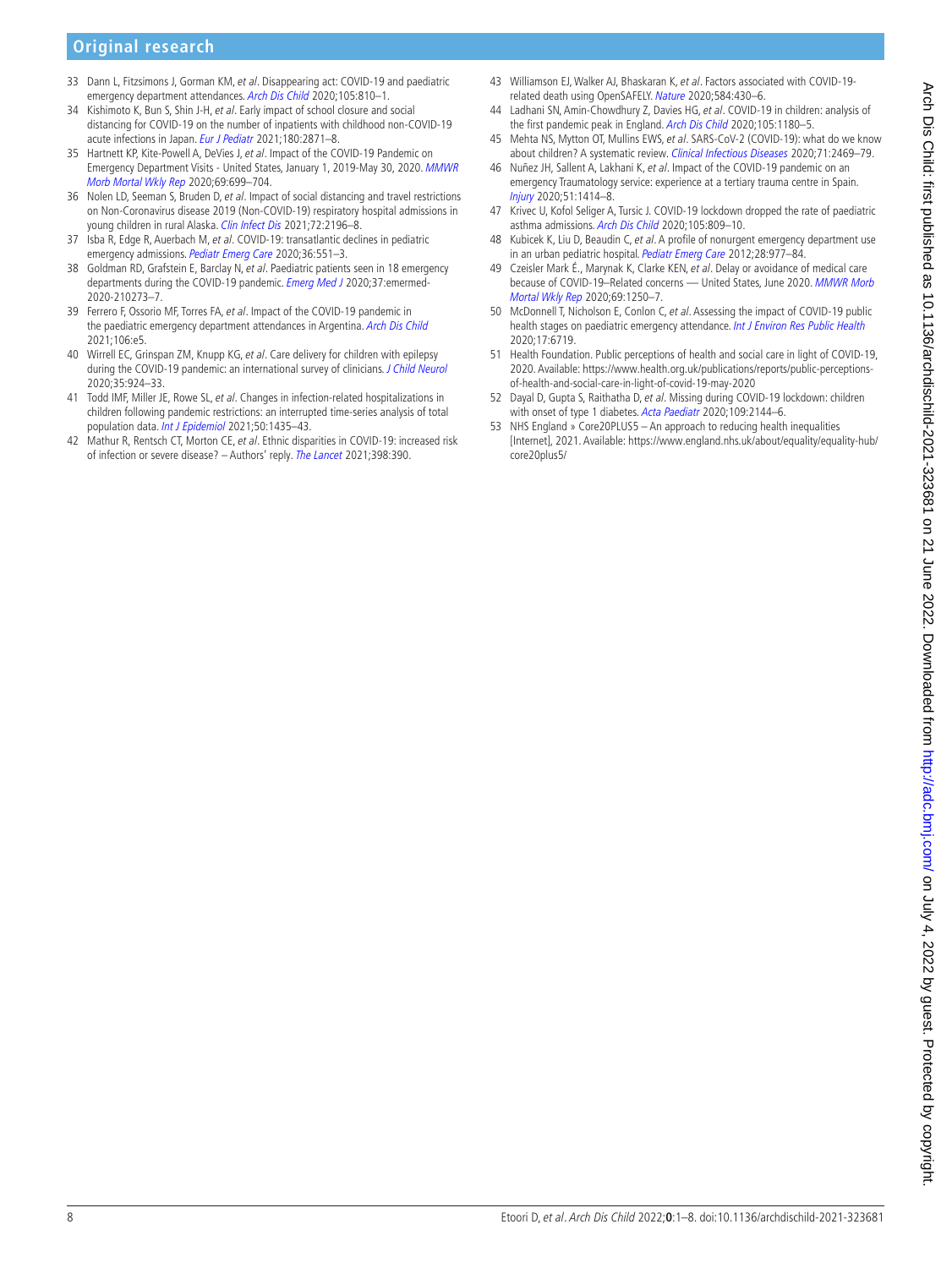33 Dann L, Fitzsimons J, Gorman KM, *et al*. Disappearing act: COVID-19 and paediatric emergency department attendances. *Arch Dis Child* 2020;105:810–1.

34 Kishimoto K, Bun S, Shin J-H, *et al*. Early impact of school closure and social distancing for COVID-19 on the number of inpatients with childhood non-COVID-19 acute infections in Japan. *Eur J Pediatr* 2021;180:2871–8.

35 Hartnett KP, Kite-Powell A, DeVies J, *et al*. Impact of the COVID-19 Pandemic on Emergency Department Visits - United States, January 1, 2019-May 30, 2020. *MMWR Morb Mortal Wkly Rep* 2020;69:699–704.

36 Nolen LD, Seeman S, Bruden D, *et al*. Impact of social distancing and travel restrictions on Non-Coronavirus disease 2019 (Non-COVID-19) respiratory hospital admissions in young children in rural Alaska. *Clin Infect Dis* 2021;72:2196–8.

37 Isba R, Edge R, Auerbach M, *et al*. COVID-19: transatlantic declines in pediatric emergency admissions. *Pediatr Emerg Care* 2020;36:551–3.

38 Goldman RD, Grafstein E, Barclay N, *et al*. Paediatric patients seen in 18 emergency departments during the COVID-19 pandemic. *Emerg Med J* 2020;37:emermed-2020-210273–7.

39 Ferrero F, Ossorio MF, Torres FA, *et al*. Impact of the COVID-19 pandemic in the paediatric emergency department attendances in Argentina. *Arch Dis Child* 2021;106:e5.

40 Wirrell EC, Grinspan ZM, Knupp KG, *et al*. Care delivery for children with epilepsy during the COVID-19 pandemic: an international survey of clinicians. *J Child Neurol* 2020;35:924–33.

41 Todd IMF, Miller JE, Rowe SL, *et al*. Changes in infection-related hospitalizations in children following pandemic restrictions: an interrupted time-series analysis of total population data. *Int J Epidemiol* 2021;50:1435–43.

42 Mathur R, Rentsch CT, Morton CE, *et al*. Ethnic disparities in COVID-19: increased risk of infection or severe disease? – Authors' reply. *The Lancet* 2021;398:390.

43 Williamson EJ, Walker AJ, Bhaskaran K, *et al*. Factors associated with COVID-19-related death using OpenSAFELY. *Nature* 2020;584:430–6.

44 Ladhani SN, Amin-Chowdhury Z, Davies HG, *et al*. COVID-19 in children: analysis of the first pandemic peak in England. *Arch Dis Child* 2020;105:1180–5.

45 Mehta NS, Mytton OT, Mullins EWS, *et al*. SARS-CoV-2 (COVID-19): what do we know about children? A systematic review. *Clinical Infectious Diseases* 2020;71:2469–79.

46 Nuñez JH, Sallent A, Lakhani K, *et al*. Impact of the COVID-19 pandemic on an emergency Traumatology service: experience at a tertiary trauma centre in Spain. *Injury* 2020;51:1414–8.

47 Krivec U, Kofol Seliger A, Tursic J. COVID-19 lockdown dropped the rate of paediatric asthma admissions. *Arch Dis Child* 2020;105:809–10.

48 Kubicek K, Liu D, Beaudin C, *et al*. A profile of nonurgent emergency department use in an urban pediatric hospital. *Pediatr Emerg Care* 2012;28:977–84.

49 Czeisler Mark É., Marynak K, Clarke KEN, *et al*. Delay or avoidance of medical care because of COVID-19–Related concerns — United States, June 2020. *MMWR Morb Mortal Wkly Rep* 2020;69:1250–7.

50 McDonnell T, Nicholson E, Conlon C, *et al*. Assessing the impact of COVID-19 public health stages on paediatric emergency attendance. *Int J Environ Res Public Health* 2020;17:6719.

51 Health Foundation. Public perceptions of health and social care in light of COVID-19, 2020. Available: https://www.health.org.uk/publications/reports/public-perceptions-of-health-and-social-care-in-light-of-covid-19-may-2020

52 Dayal D, Gupta S, Raithatha D, *et al*. Missing during COVID-19 lockdown: children with onset of type 1 diabetes. *Acta Paediatr* 2020;109:2144–6.

53 NHS England » Core20PLUS5 – An approach to reducing health inequalities [Internet], 2021. Available: https://www.england.nhs.uk/about/equality/equality-hub/core20plus5/